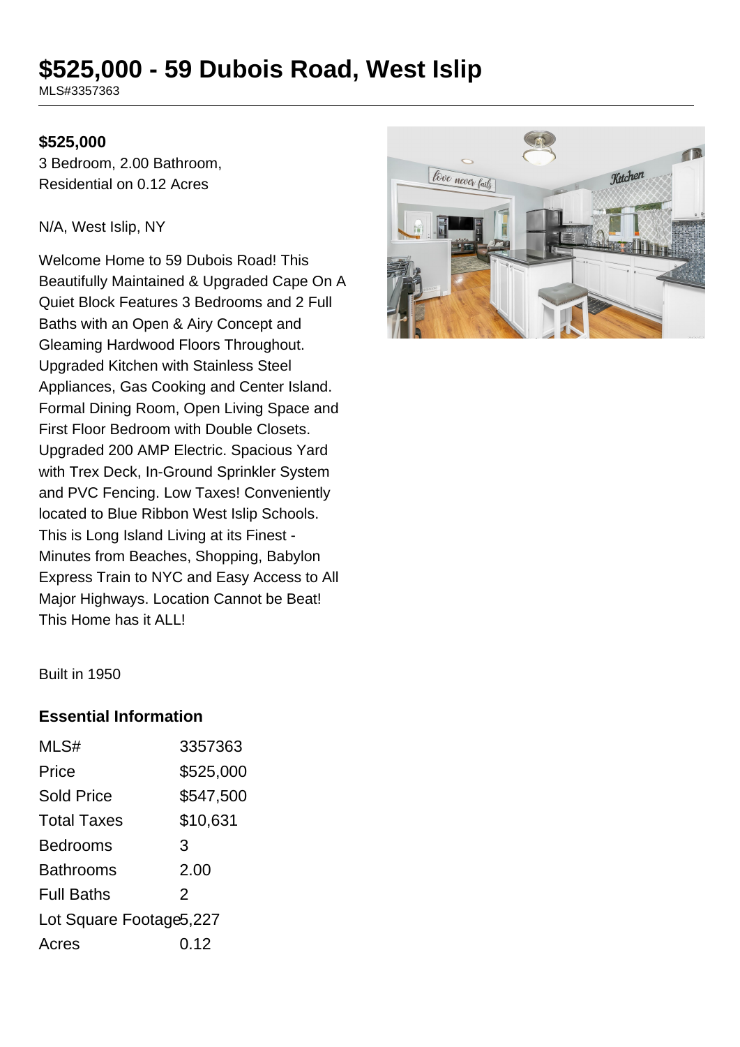# $525,000 - 59 Dubois Road, West Islip

MLS#3357363

**$525,000**

3 Bedroom, 2.00 Bathroom, Residential on 0.12 Acres

N/A, West Islip, NY

Welcome Home to 59 Dubois Road! This Beautifully Maintained & Upgraded Cape On A Quiet Block Features 3 Bedrooms and 2 Full Baths with an Open & Airy Concept and Gleaming Hardwood Floors Throughout. Upgraded Kitchen with Stainless Steel Appliances, Gas Cooking and Center Island. Formal Dining Room, Open Living Space and First Floor Bedroom with Double Closets. Upgraded 200 AMP Electric. Spacious Yard with Trex Deck, In-Ground Sprinkler System and PVC Fencing. Low Taxes! Conveniently located to Blue Ribbon West Islip Schools. This is Long Island Living at its Finest - Minutes from Beaches, Shopping, Babylon Express Train to NYC and Easy Access to All Major Highways. Location Cannot be Beat! This Home has it ALL!

Built in 1950

### Essential Information

| | |
|---|---|
| MLS# | 3357363 |
| Price | $525,000 |
| Sold Price | $547,500 |
| Total Taxes | $10,631 |
| Bedrooms | 3 |
| Bathrooms | 2.00 |
| Full Baths | 2 |
| Lot Square Footage | 5,227 |
| Acres | 0.12 |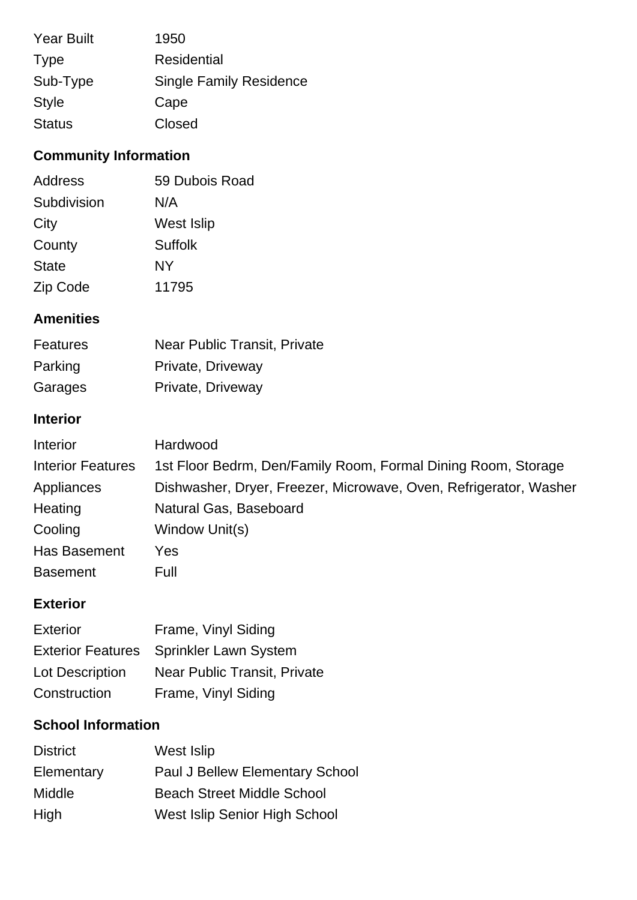| | |
|---|---|
| Year Built | 1950 |
| Type | Residential |
| Sub-Type | Single Family Residence |
| Style | Cape |
| Status | Closed |

## Community Information

| | |
|---|---|
| Address | 59 Dubois Road |
| Subdivision | N/A |
| City | West Islip |
| County | Suffolk |
| State | NY |
| Zip Code | 11795 |

## Amenities

| | |
|---|---|
| Features | Near Public Transit, Private |
| Parking | Private, Driveway |
| Garages | Private, Driveway |

## Interior

| | |
|---|---|
| Interior | Hardwood |
| Interior Features | 1st Floor Bedrm, Den/Family Room, Formal Dining Room, Storage |
| Appliances | Dishwasher, Dryer, Freezer, Microwave, Oven, Refrigerator, Washer |
| Heating | Natural Gas, Baseboard |
| Cooling | Window Unit(s) |
| Has Basement | Yes |
| Basement | Full |

## Exterior

| | |
|---|---|
| Exterior | Frame, Vinyl Siding |
| Exterior Features | Sprinkler Lawn System |
| Lot Description | Near Public Transit, Private |
| Construction | Frame, Vinyl Siding |

## School Information

| | |
|---|---|
| District | West Islip |
| Elementary | Paul J Bellew Elementary School |
| Middle | Beach Street Middle School |
| High | West Islip Senior High School |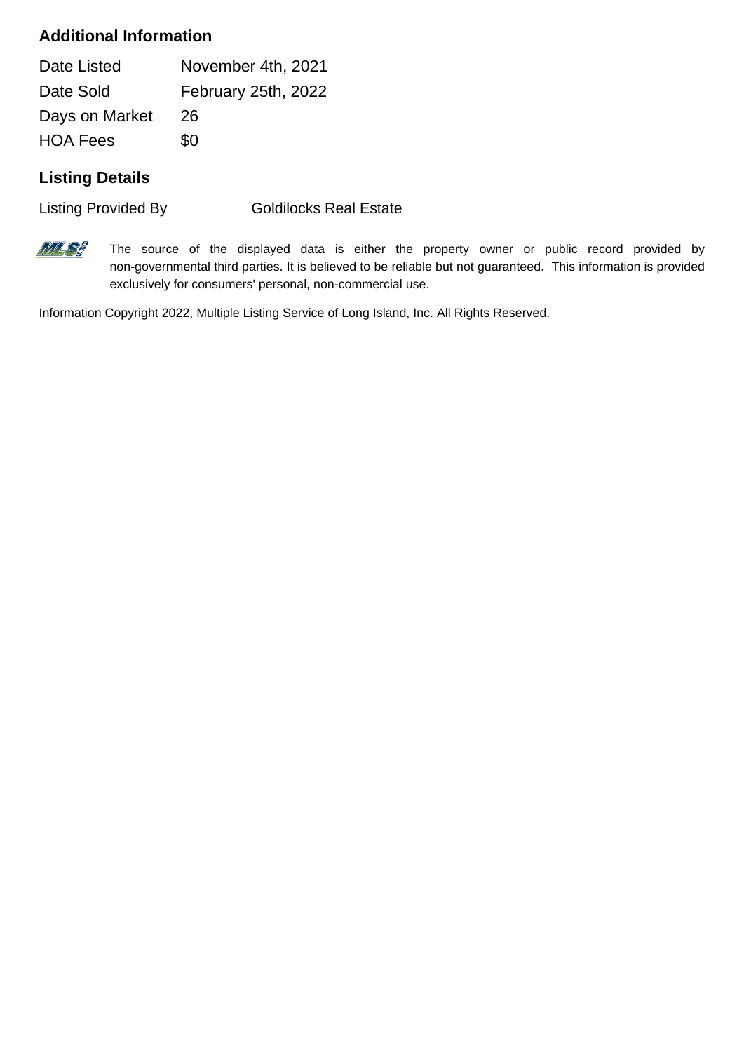## Additional Information

| | |
|---|---|
| Date Listed | November 4th, 2021 |
| Date Sold | February 25th, 2022 |
| Days on Market | 26 |
| HOA Fees | $0 |

## Listing Details

| | |
|---|---|
| Listing Provided By | Goldilocks Real Estate |

The source of the displayed data is either the property owner or public record provided by non-governmental third parties. It is believed to be reliable but not guaranteed. This information is provided exclusively for consumers' personal, non-commercial use.

Information Copyright 2022, Multiple Listing Service of Long Island, Inc. All Rights Reserved.